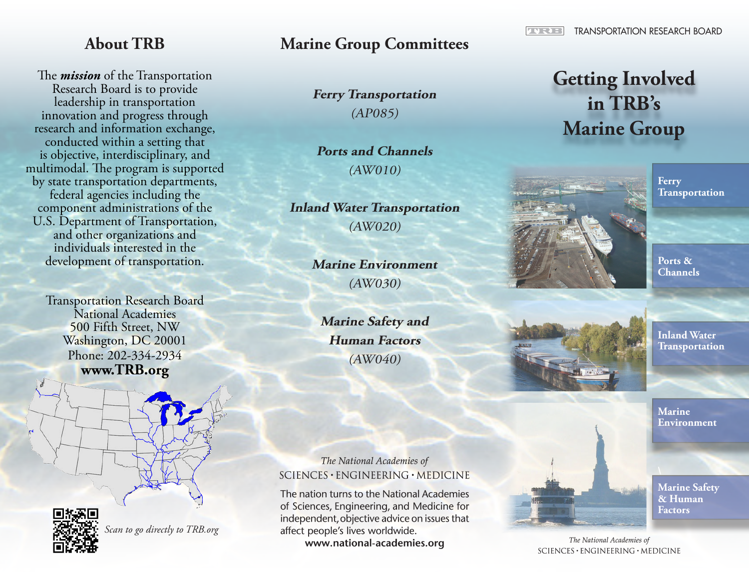## About TRB

The ***mission*** of the Transportation Research Board is to provide leadership in transportation innovation and progress through research and information exchange, conducted within a setting that is objective, interdisciplinary, and multimodal. The program is supported by state transportation departments, federal agencies including the component administrations of the U.S. Department of Transportation, and other organizations and individuals interested in the development of transportation.

Transportation Research Board
National Academies
500 Fifth Street, NW
Washington, DC 20001
Phone: 202-334-2934
**www.TRB.org**

*Scan to go directly to TRB.org*

## Marine Group Committees

***Ferry Transportation***
*(AP085)*

***Ports and Channels***
*(AW010)*

***Inland Water Transportation***
*(AW020)*

***Marine Environment***
*(AW030)*

***Marine Safety and Human Factors***
*(AW040)*

*The National Academies of*
SCIENCES · ENGINEERING · MEDICINE

The nation turns to the National Academies of Sciences, Engineering, and Medicine for independent, objective advice on issues that affect people's lives worldwide.
**www.national-academies.org**

TRANSPORTATION RESEARCH BOARD

# Getting Involved in TRB's Marine Group

**Ferry Transportation**

**Ports & Channels**

**Inland Water Transportation**

**Marine Environment**

**Marine Safety & Human Factors**

*The National Academies of*
SCIENCES · ENGINEERING · MEDICINE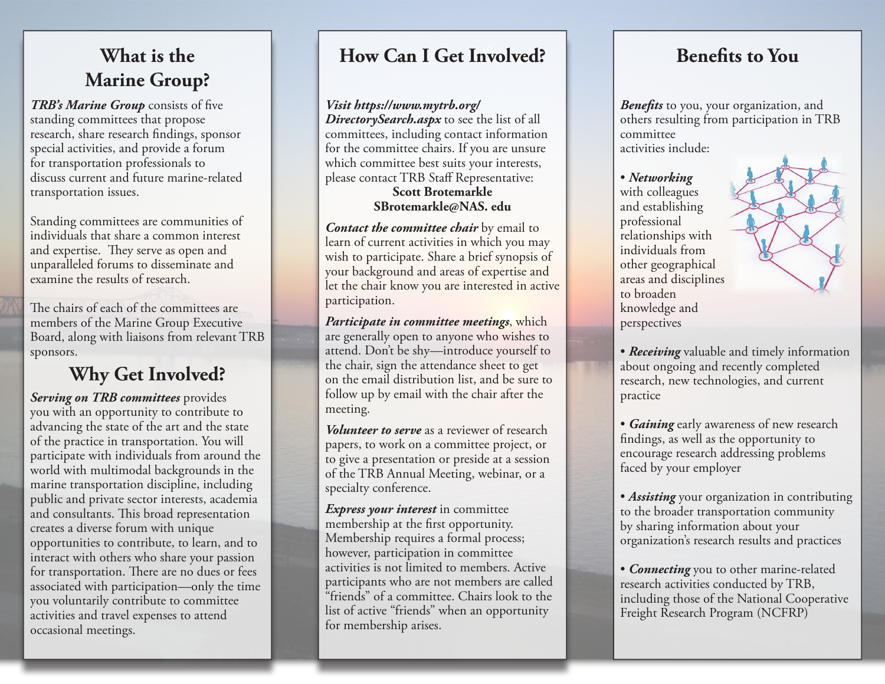## What is the Marine Group?

***TRB's Marine Group*** consists of five standing committees that propose research, share research findings, sponsor special activities, and provide a forum for transportation professionals to discuss current and future marine-related transportation issues.

Standing committees are communities of individuals that share a common interest and expertise. They serve as open and unparalleled forums to disseminate and examine the results of research.

The chairs of each of the committees are members of the Marine Group Executive Board, along with liaisons from relevant TRB sponsors.

## Why Get Involved?

***Serving on TRB committees*** provides you with an opportunity to contribute to advancing the state of the art and the state of the practice in transportation. You will participate with individuals from around the world with multimodal backgrounds in the marine transportation discipline, including public and private sector interests, academia and consultants. This broad representation creates a diverse forum with unique opportunities to contribute, to learn, and to interact with others who share your passion for transportation. There are no dues or fees associated with participation—only the time you voluntarily contribute to committee activities and travel expenses to attend occasional meetings.

## How Can I Get Involved?

***Visit https://www.mytrb.org/DirectorySearch.aspx*** to see the list of all committees, including contact information for the committee chairs. If you are unsure which committee best suits your interests, please contact TRB Staff Representative:

**Scott Brotemarkle**
**SBrotemarkle@NAS. edu**

***Contact the committee chair*** by email to learn of current activities in which you may wish to participate. Share a brief synopsis of your background and areas of expertise and let the chair know you are interested in active participation.

***Participate in committee meetings***, which are generally open to anyone who wishes to attend. Don't be shy—introduce yourself to the chair, sign the attendance sheet to get on the email distribution list, and be sure to follow up by email with the chair after the meeting.

***Volunteer to serve*** as a reviewer of research papers, to work on a committee project, or to give a presentation or preside at a session of the TRB Annual Meeting, webinar, or a specialty conference.

***Express your interest*** in committee membership at the first opportunity. Membership requires a formal process; however, participation in committee activities is not limited to members. Active participants who are not members are called "friends" of a committee. Chairs look to the list of active "friends" when an opportunity for membership arises.

## Benefits to You

***Benefits*** to you, your organization, and others resulting from participation in TRB committee activities include:

- ***Networking*** with colleagues and establishing professional relationships with individuals from other geographical areas and disciplines to broaden knowledge and perspectives
- ***Receiving*** valuable and timely information about ongoing and recently completed research, new technologies, and current practice
- ***Gaining*** early awareness of new research findings, as well as the opportunity to encourage research addressing problems faced by your employer
- ***Assisting*** your organization in contributing to the broader transportation community by sharing information about your organization's research results and practices
- ***Connecting*** you to other marine-related research activities conducted by TRB, including those of the National Cooperative Freight Research Program (NCFRP)